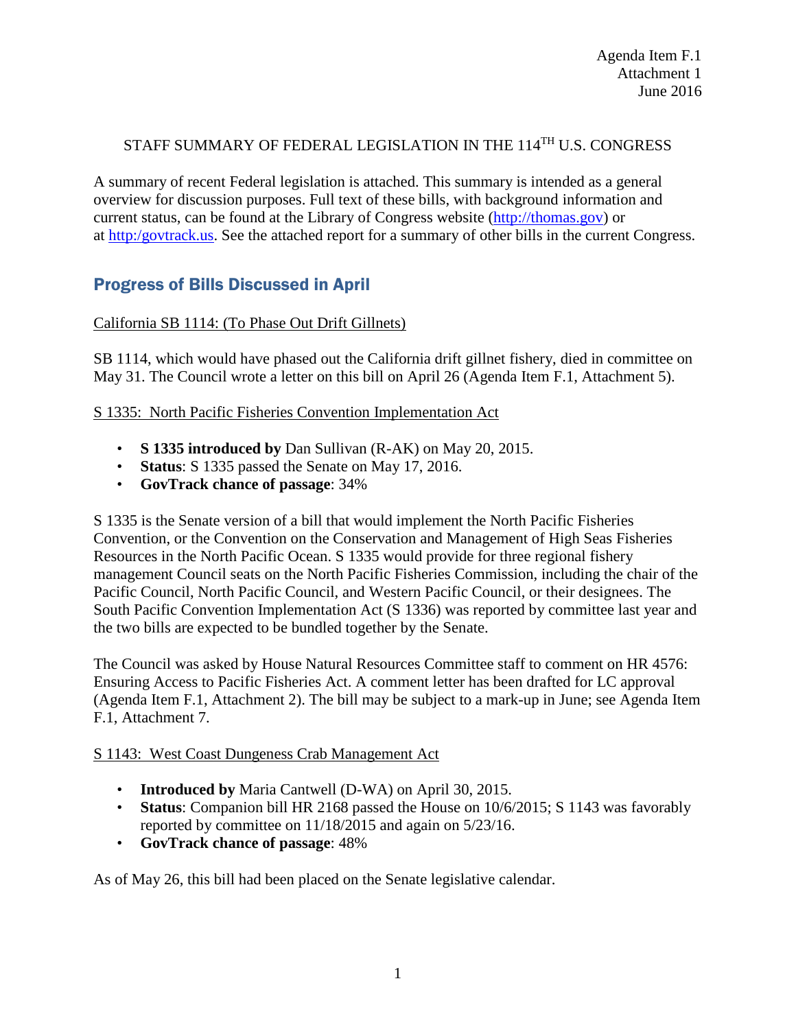Agenda Item F.1
Attachment 1
June 2016

# STAFF SUMMARY OF FEDERAL LEGISLATION IN THE 114TH U.S. CONGRESS

A summary of recent Federal legislation is attached. This summary is intended as a general overview for discussion purposes. Full text of these bills, with background information and current status, can be found at the Library of Congress website (http://thomas.gov) or at http:/govtrack.us. See the attached report for a summary of other bills in the current Congress.

## Progress of Bills Discussed in April

California SB 1114: (To Phase Out Drift Gillnets)

SB 1114, which would have phased out the California drift gillnet fishery, died in committee on May 31. The Council wrote a letter on this bill on April 26 (Agenda Item F.1, Attachment 5).

S 1335: North Pacific Fisheries Convention Implementation Act

- **S 1335 introduced by** Dan Sullivan (R-AK) on May 20, 2015.
- **Status**: S 1335 passed the Senate on May 17, 2016.
- **GovTrack chance of passage**: 34%

S 1335 is the Senate version of a bill that would implement the North Pacific Fisheries Convention, or the Convention on the Conservation and Management of High Seas Fisheries Resources in the North Pacific Ocean. S 1335 would provide for three regional fishery management Council seats on the North Pacific Fisheries Commission, including the chair of the Pacific Council, North Pacific Council, and Western Pacific Council, or their designees. The South Pacific Convention Implementation Act (S 1336) was reported by committee last year and the two bills are expected to be bundled together by the Senate.

The Council was asked by House Natural Resources Committee staff to comment on HR 4576: Ensuring Access to Pacific Fisheries Act. A comment letter has been drafted for LC approval (Agenda Item F.1, Attachment 2). The bill may be subject to a mark-up in June; see Agenda Item F.1, Attachment 7.

S 1143: West Coast Dungeness Crab Management Act

- **Introduced by** Maria Cantwell (D-WA) on April 30, 2015.
- **Status**: Companion bill HR 2168 passed the House on 10/6/2015; S 1143 was favorably reported by committee on 11/18/2015 and again on 5/23/16.
- **GovTrack chance of passage**: 48%

As of May 26, this bill had been placed on the Senate legislative calendar.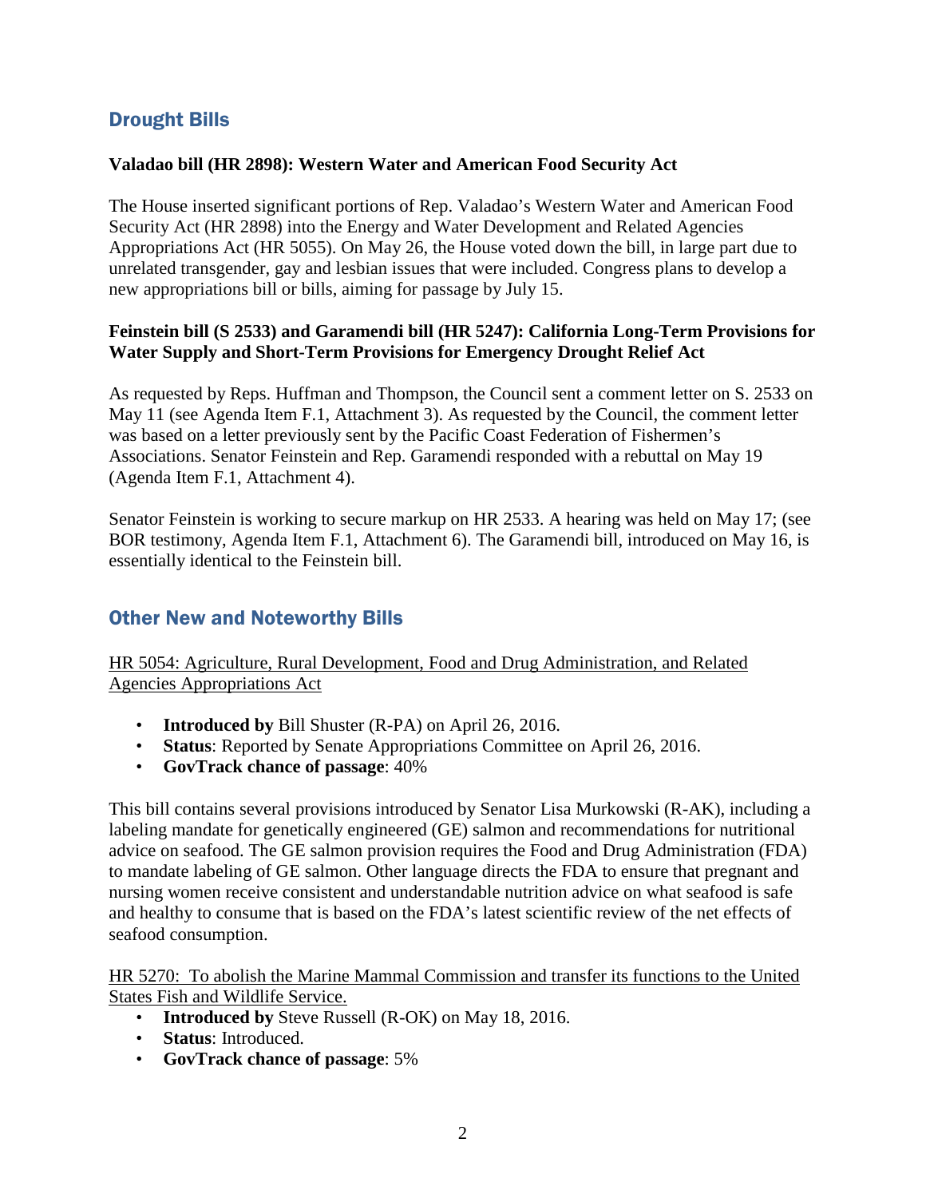## Drought Bills

**Valadao bill (HR 2898): Western Water and American Food Security Act**

The House inserted significant portions of Rep. Valadao's Western Water and American Food Security Act (HR 2898) into the Energy and Water Development and Related Agencies Appropriations Act (HR 5055). On May 26, the House voted down the bill, in large part due to unrelated transgender, gay and lesbian issues that were included. Congress plans to develop a new appropriations bill or bills, aiming for passage by July 15.

**Feinstein bill (S 2533) and Garamendi bill (HR 5247): California Long-Term Provisions for Water Supply and Short-Term Provisions for Emergency Drought Relief Act**

As requested by Reps. Huffman and Thompson, the Council sent a comment letter on S. 2533 on May 11 (see Agenda Item F.1, Attachment 3). As requested by the Council, the comment letter was based on a letter previously sent by the Pacific Coast Federation of Fishermen's Associations. Senator Feinstein and Rep. Garamendi responded with a rebuttal on May 19 (Agenda Item F.1, Attachment 4).

Senator Feinstein is working to secure markup on HR 2533. A hearing was held on May 17; (see BOR testimony, Agenda Item F.1, Attachment 6). The Garamendi bill, introduced on May 16, is essentially identical to the Feinstein bill.

## Other New and Noteworthy Bills

HR 5054: Agriculture, Rural Development, Food and Drug Administration, and Related Agencies Appropriations Act

- **Introduced by** Bill Shuster (R-PA) on April 26, 2016.
- **Status**: Reported by Senate Appropriations Committee on April 26, 2016.
- **GovTrack chance of passage**: 40%

This bill contains several provisions introduced by Senator Lisa Murkowski (R-AK), including a labeling mandate for genetically engineered (GE) salmon and recommendations for nutritional advice on seafood. The GE salmon provision requires the Food and Drug Administration (FDA) to mandate labeling of GE salmon. Other language directs the FDA to ensure that pregnant and nursing women receive consistent and understandable nutrition advice on what seafood is safe and healthy to consume that is based on the FDA's latest scientific review of the net effects of seafood consumption.

HR 5270: To abolish the Marine Mammal Commission and transfer its functions to the United States Fish and Wildlife Service.

- **Introduced by** Steve Russell (R-OK) on May 18, 2016.
- **Status**: Introduced.
- **GovTrack chance of passage**: 5%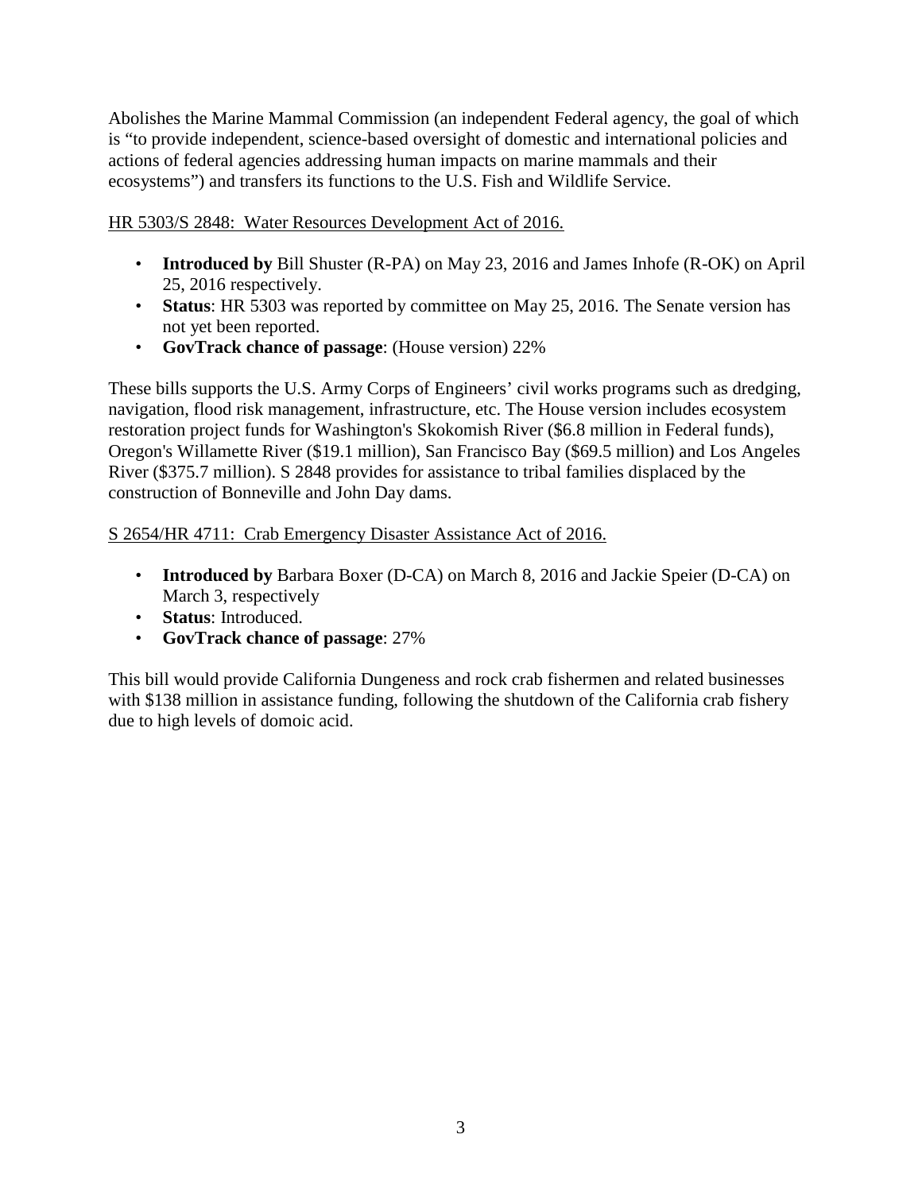Abolishes the Marine Mammal Commission (an independent Federal agency, the goal of which is "to provide independent, science-based oversight of domestic and international policies and actions of federal agencies addressing human impacts on marine mammals and their ecosystems") and transfers its functions to the U.S. Fish and Wildlife Service.

HR 5303/S 2848: Water Resources Development Act of 2016.

- **Introduced by** Bill Shuster (R-PA) on May 23, 2016 and James Inhofe (R-OK) on April 25, 2016 respectively.
- **Status**: HR 5303 was reported by committee on May 25, 2016. The Senate version has not yet been reported.
- **GovTrack chance of passage**: (House version) 22%

These bills supports the U.S. Army Corps of Engineers' civil works programs such as dredging, navigation, flood risk management, infrastructure, etc. The House version includes ecosystem restoration project funds for Washington's Skokomish River ($6.8 million in Federal funds), Oregon's Willamette River ($19.1 million), San Francisco Bay ($69.5 million) and Los Angeles River ($375.7 million). S 2848 provides for assistance to tribal families displaced by the construction of Bonneville and John Day dams.

S 2654/HR 4711: Crab Emergency Disaster Assistance Act of 2016.

- **Introduced by** Barbara Boxer (D-CA) on March 8, 2016 and Jackie Speier (D-CA) on March 3, respectively
- **Status**: Introduced.
- **GovTrack chance of passage**: 27%

This bill would provide California Dungeness and rock crab fishermen and related businesses with $138 million in assistance funding, following the shutdown of the California crab fishery due to high levels of domoic acid.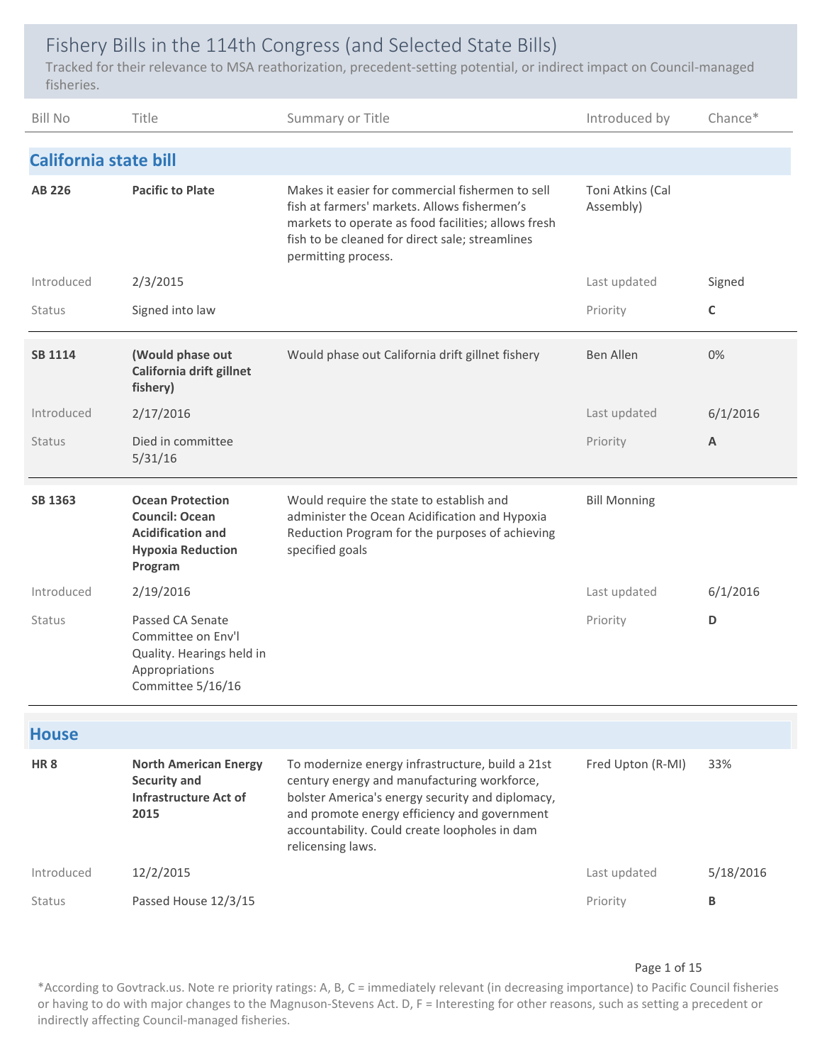# Fishery Bills in the 114th Congress (and Selected State Bills)

Tracked for their relevance to MSA reathorization, precedent-setting potential, or indirect impact on Council-managed fisheries.

| Bill No | Title | Summary or Title | Introduced by | Chance* |
|---|---|---|---|---|

## California state bill

| Bill No | Title | Summary or Title | Introduced by | Chance* |
|---|---|---|---|---|
| **AB 226** | **Pacific to Plate** | Makes it easier for commercial fishermen to sell fish at farmers' markets. Allows fishermen's markets to operate as food facilities; allows fresh fish to be cleaned for direct sale; streamlines permitting process. | Toni Atkins (Cal Assembly) | |
| Introduced | 2/3/2015 | | Last updated | Signed |
| Status | Signed into law | | Priority | **C** |
| **SB 1114** | **(Would phase out California drift gillnet fishery)** | Would phase out California drift gillnet fishery | Ben Allen | 0% |
| Introduced | 2/17/2016 | | Last updated | 6/1/2016 |
| Status | Died in committee 5/31/16 | | Priority | **A** |
| **SB 1363** | **Ocean Protection Council: Ocean Acidification and Hypoxia Reduction Program** | Would require the state to establish and administer the Ocean Acidification and Hypoxia Reduction Program for the purposes of achieving specified goals | Bill Monning | |
| Introduced | 2/19/2016 | | Last updated | 6/1/2016 |
| Status | Passed CA Senate Committee on Env'l Quality. Hearings held in Appropriations Committee 5/16/16 | | Priority | **D** |

## House

| Bill No | Title | Summary or Title | Introduced by | Chance* |
|---|---|---|---|---|
| **HR 8** | **North American Energy Security and Infrastructure Act of 2015** | To modernize energy infrastructure, build a 21st century energy and manufacturing workforce, bolster America's energy security and diplomacy, and promote energy efficiency and government accountability. Could create loopholes in dam relicensing laws. | Fred Upton (R-MI) | 33% |
| Introduced | 12/2/2015 | | Last updated | 5/18/2016 |
| Status | Passed House 12/3/15 | | Priority | **B** |

*According to Govtrack.us. Note re priority ratings: A, B, C = immediately relevant (in decreasing importance) to Pacific Council fisheries or having to do with major changes to the Magnuson-Stevens Act. D, F = Interesting for other reasons, such as setting a precedent or indirectly affecting Council-managed fisheries.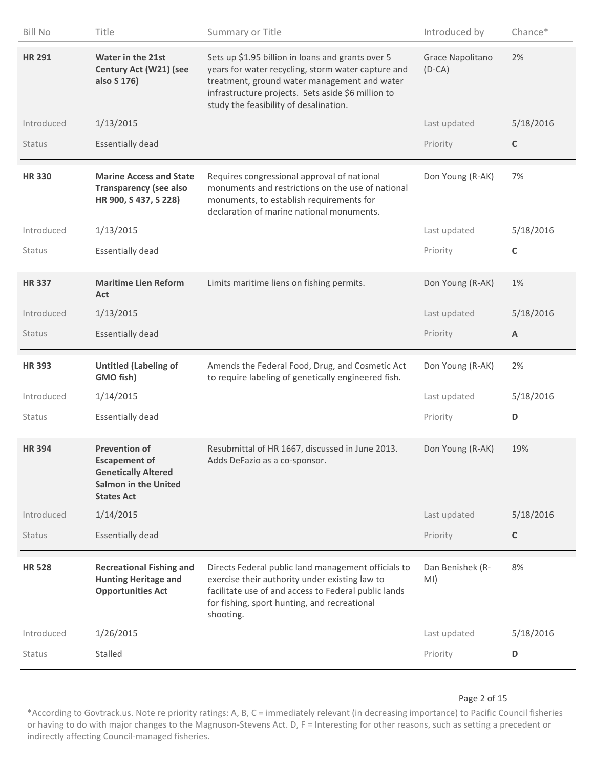| Bill No | Title | Summary or Title | Introduced by | Chance* |
| --- | --- | --- | --- | --- |
| **HR 291** | **Water in the 21st Century Act (W21) (see also S 176)** | Sets up $1.95 billion in loans and grants over 5 years for water recycling, storm water capture and treatment, ground water management and water infrastructure projects. Sets aside $6 million to study the feasibility of desalination. | Grace Napolitano (D-CA) | 2% |
| Introduced | 1/13/2015 | | Last updated | 5/18/2016 |
| Status | Essentially dead | | Priority | **C** |
| **HR 330** | **Marine Access and State Transparency (see also HR 900, S 437, S 228)** | Requires congressional approval of national monuments and restrictions on the use of national monuments, to establish requirements for declaration of marine national monuments. | Don Young (R-AK) | 7% |
| Introduced | 1/13/2015 | | Last updated | 5/18/2016 |
| Status | Essentially dead | | Priority | **C** |
| **HR 337** | **Maritime Lien Reform Act** | Limits maritime liens on fishing permits. | Don Young (R-AK) | 1% |
| Introduced | 1/13/2015 | | Last updated | 5/18/2016 |
| Status | Essentially dead | | Priority | **A** |
| **HR 393** | **Untitled (Labeling of GMO fish)** | Amends the Federal Food, Drug, and Cosmetic Act to require labeling of genetically engineered fish. | Don Young (R-AK) | 2% |
| Introduced | 1/14/2015 | | Last updated | 5/18/2016 |
| Status | Essentially dead | | Priority | **D** |
| **HR 394** | **Prevention of Escapement of Genetically Altered Salmon in the United States Act** | Resubmittal of HR 1667, discussed in June 2013. Adds DeFazio as a co-sponsor. | Don Young (R-AK) | 19% |
| Introduced | 1/14/2015 | | Last updated | 5/18/2016 |
| Status | Essentially dead | | Priority | **C** |
| **HR 528** | **Recreational Fishing and Hunting Heritage and Opportunities Act** | Directs Federal public land management officials to exercise their authority under existing law to facilitate use of and access to Federal public lands for fishing, sport hunting, and recreational shooting. | Dan Benishek (R-MI) | 8% |
| Introduced | 1/26/2015 | | Last updated | 5/18/2016 |
| Status | Stalled | | Priority | **D** |

*According to Govtrack.us. Note re priority ratings: A, B, C = immediately relevant (in decreasing importance) to Pacific Council fisheries or having to do with major changes to the Magnuson-Stevens Act. D, F = Interesting for other reasons, such as setting a precedent or indirectly affecting Council-managed fisheries.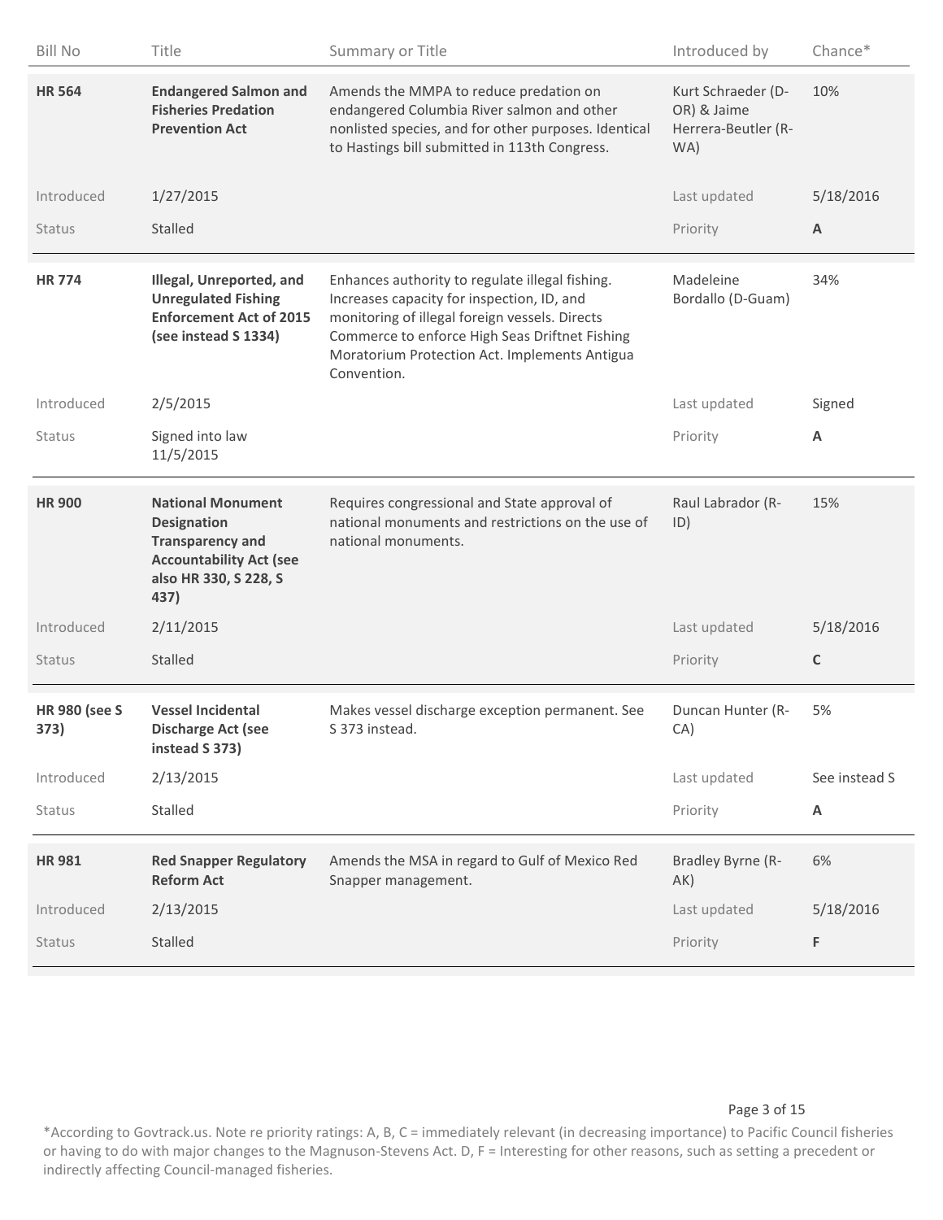| Bill No | Title | Summary or Title | Introduced by | Chance* |
|---|---|---|---|---|
| **HR 564** | **Endangered Salmon and Fisheries Predation Prevention Act** | Amends the MMPA to reduce predation on endangered Columbia River salmon and other nonlisted species, and for other purposes. Identical to Hastings bill submitted in 113th Congress. | Kurt Schraeder (D-OR) & Jaime Herrera-Beutler (R-WA) | 10% |
| Introduced | 1/27/2015 | | Last updated | 5/18/2016 |
| Status | Stalled | | Priority | **A** |
| **HR 774** | **Illegal, Unreported, and Unregulated Fishing Enforcement Act of 2015 (see instead S 1334)** | Enhances authority to regulate illegal fishing. Increases capacity for inspection, ID, and monitoring of illegal foreign vessels. Directs Commerce to enforce High Seas Driftnet Fishing Moratorium Protection Act. Implements Antigua Convention. | Madeleine Bordallo (D-Guam) | 34% |
| Introduced | 2/5/2015 | | Last updated | Signed |
| Status | Signed into law 11/5/2015 | | Priority | **A** |
| **HR 900** | **National Monument Designation Transparency and Accountability Act (see also HR 330, S 228, S 437)** | Requires congressional and State approval of national monuments and restrictions on the use of national monuments. | Raul Labrador (R-ID) | 15% |
| Introduced | 2/11/2015 | | Last updated | 5/18/2016 |
| Status | Stalled | | Priority | **C** |
| **HR 980 (see S 373)** | **Vessel Incidental Discharge Act (see instead S 373)** | Makes vessel discharge exception permanent. See S 373 instead. | Duncan Hunter (R-CA) | 5% |
| Introduced | 2/13/2015 | | Last updated | See instead S |
| Status | Stalled | | Priority | **A** |
| **HR 981** | **Red Snapper Regulatory Reform Act** | Amends the MSA in regard to Gulf of Mexico Red Snapper management. | Bradley Byrne (R-AK) | 6% |
| Introduced | 2/13/2015 | | Last updated | 5/18/2016 |
| Status | Stalled | | Priority | **F** |

*According to Govtrack.us. Note re priority ratings: A, B, C = immediately relevant (in decreasing importance) to Pacific Council fisheries or having to do with major changes to the Magnuson-Stevens Act. D, F = Interesting for other reasons, such as setting a precedent or indirectly affecting Council-managed fisheries.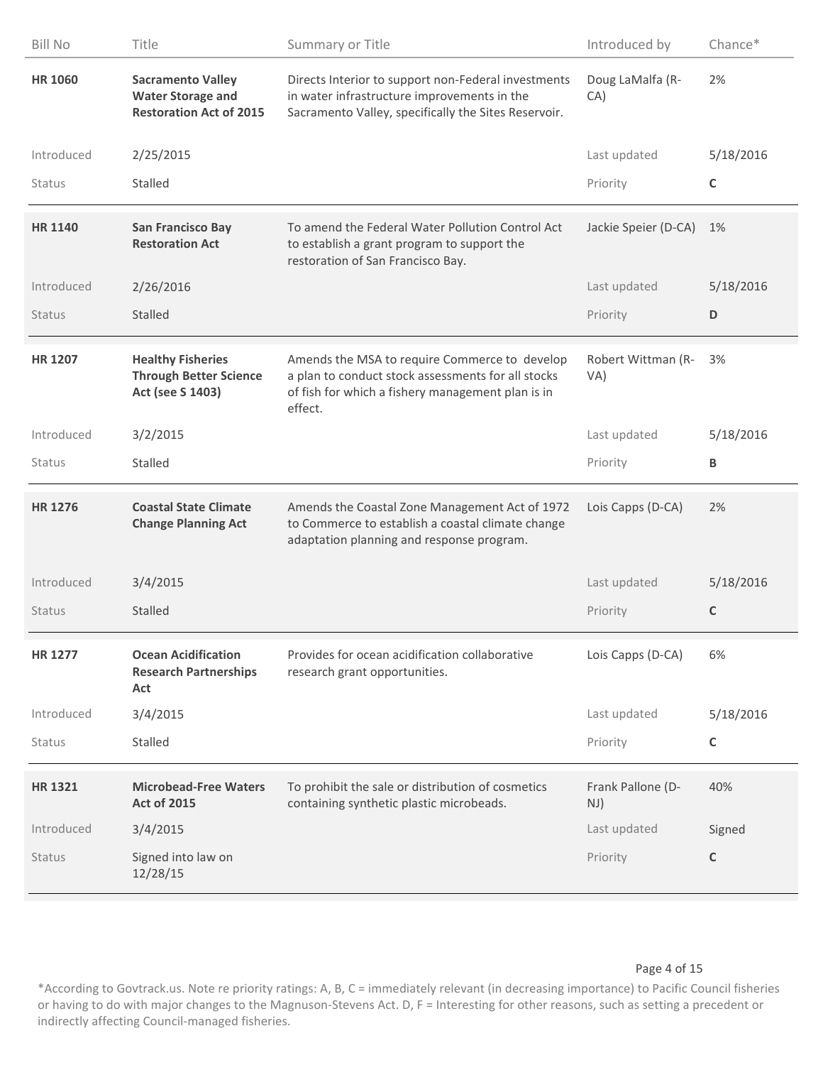| Bill No | Title | Summary or Title | Introduced by | Chance* |
|---|---|---|---|---|
| **HR 1060** | **Sacramento Valley Water Storage and Restoration Act of 2015** | Directs Interior to support non-Federal investments in water infrastructure improvements in the Sacramento Valley, specifically the Sites Reservoir. | Doug LaMalfa (R-CA) | 2% |
| Introduced | 2/25/2015 | | Last updated | 5/18/2016 |
| Status | Stalled | | Priority | **C** |
| **HR 1140** | **San Francisco Bay Restoration Act** | To amend the Federal Water Pollution Control Act to establish a grant program to support the restoration of San Francisco Bay. | Jackie Speier (D-CA) | 1% |
| Introduced | 2/26/2016 | | Last updated | 5/18/2016 |
| Status | Stalled | | Priority | **D** |
| **HR 1207** | **Healthy Fisheries Through Better Science Act (see S 1403)** | Amends the MSA to require Commerce to develop a plan to conduct stock assessments for all stocks of fish for which a fishery management plan is in effect. | Robert Wittman (R-VA) | 3% |
| Introduced | 3/2/2015 | | Last updated | 5/18/2016 |
| Status | Stalled | | Priority | **B** |
| **HR 1276** | **Coastal State Climate Change Planning Act** | Amends the Coastal Zone Management Act of 1972 to Commerce to establish a coastal climate change adaptation planning and response program. | Lois Capps (D-CA) | 2% |
| Introduced | 3/4/2015 | | Last updated | 5/18/2016 |
| Status | Stalled | | Priority | **C** |
| **HR 1277** | **Ocean Acidification Research Partnerships Act** | Provides for ocean acidification collaborative research grant opportunities. | Lois Capps (D-CA) | 6% |
| Introduced | 3/4/2015 | | Last updated | 5/18/2016 |
| Status | Stalled | | Priority | **C** |
| **HR 1321** | **Microbead-Free Waters Act of 2015** | To prohibit the sale or distribution of cosmetics containing synthetic plastic microbeads. | Frank Pallone (D-NJ) | 40% |
| Introduced | 3/4/2015 | | Last updated | Signed |
| Status | Signed into law on 12/28/15 | | Priority | **C** |

*According to Govtrack.us. Note re priority ratings: A, B, C = immediately relevant (in decreasing importance) to Pacific Council fisheries or having to do with major changes to the Magnuson-Stevens Act. D, F = Interesting for other reasons, such as setting a precedent or indirectly affecting Council-managed fisheries.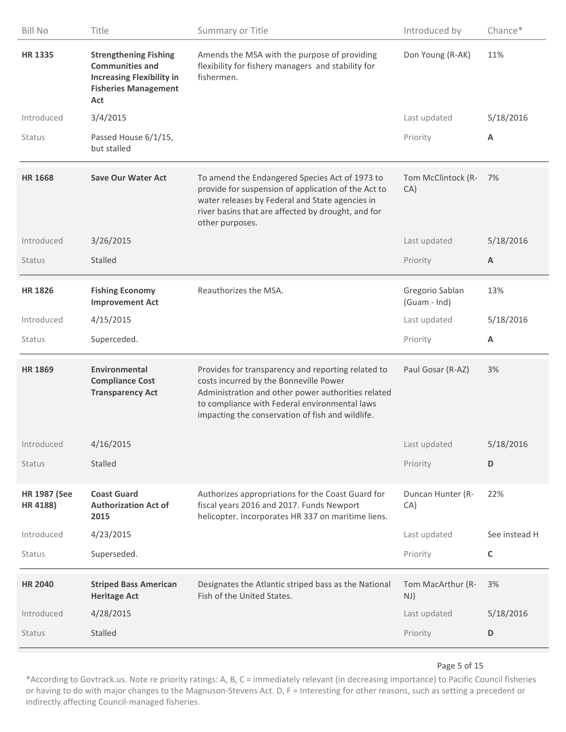| Bill No | Title | Summary or Title | Introduced by | Chance* |
|---|---|---|---|---|
| **HR 1335** | **Strengthening Fishing Communities and Increasing Flexibility in Fisheries Management Act** | Amends the MSA with the purpose of providing flexibility for fishery managers and stability for fishermen. | Don Young (R-AK) | 11% |
| Introduced | 3/4/2015 | | Last updated | 5/18/2016 |
| Status | Passed House 6/1/15, but stalled | | Priority | **A** |
| **HR 1668** | **Save Our Water Act** | To amend the Endangered Species Act of 1973 to provide for suspension of application of the Act to water releases by Federal and State agencies in river basins that are affected by drought, and for other purposes. | Tom McClintock (R-CA) | 7% |
| Introduced | 3/26/2015 | | Last updated | 5/18/2016 |
| Status | Stalled | | Priority | **A** |
| **HR 1826** | **Fishing Economy Improvement Act** | Reauthorizes the MSA. | Gregorio Sablan (Guam - Ind) | 13% |
| Introduced | 4/15/2015 | | Last updated | 5/18/2016 |
| Status | Superceded. | | Priority | **A** |
| **HR 1869** | **Environmental Compliance Cost Transparency Act** | Provides for transparency and reporting related to costs incurred by the Bonneville Power Administration and other power authorities related to compliance with Federal environmental laws impacting the conservation of fish and wildlife. | Paul Gosar (R-AZ) | 3% |
| Introduced | 4/16/2015 | | Last updated | 5/18/2016 |
| Status | Stalled | | Priority | **D** |
| **HR 1987 (See HR 4188)** | **Coast Guard Authorization Act of 2015** | Authorizes appropriations for the Coast Guard for fiscal years 2016 and 2017. Funds Newport helicopter. Incorporates HR 337 on maritime liens. | Duncan Hunter (R-CA) | 22% |
| Introduced | 4/23/2015 | | Last updated | See instead H |
| Status | Superseded. | | Priority | **C** |
| **HR 2040** | **Striped Bass American Heritage Act** | Designates the Atlantic striped bass as the National Fish of the United States. | Tom MacArthur (R-NJ) | 3% |
| Introduced | 4/28/2015 | | Last updated | 5/18/2016 |
| Status | Stalled | | Priority | **D** |

*According to Govtrack.us. Note re priority ratings: A, B, C = immediately relevant (in decreasing importance) to Pacific Council fisheries or having to do with major changes to the Magnuson-Stevens Act. D, F = Interesting for other reasons, such as setting a precedent or indirectly affecting Council-managed fisheries.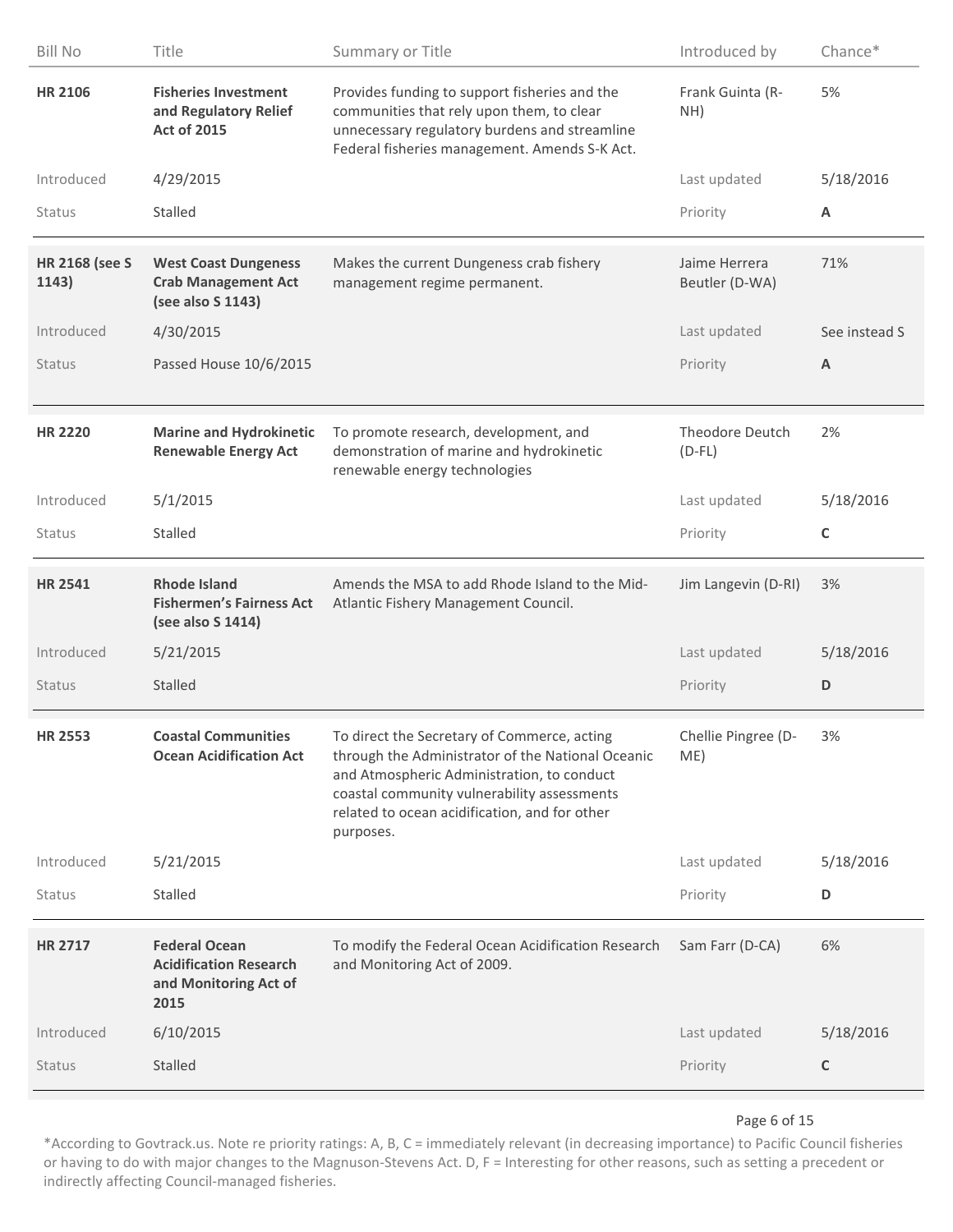| Bill No | Title | Summary or Title | Introduced by | Chance* |
|---|---|---|---|---|
| **HR 2106** | **Fisheries Investment and Regulatory Relief Act of 2015** | Provides funding to support fisheries and the communities that rely upon them, to clear unnecessary regulatory burdens and streamline Federal fisheries management. Amends S-K Act. | Frank Guinta (R-NH) | 5% |
| Introduced | 4/29/2015 | | Last updated | 5/18/2016 |
| Status | Stalled | | Priority | **A** |
| **HR 2168 (see S 1143)** | **West Coast Dungeness Crab Management Act (see also S 1143)** | Makes the current Dungeness crab fishery management regime permanent. | Jaime Herrera Beutler (D-WA) | 71% |
| Introduced | 4/30/2015 | | Last updated | See instead S |
| Status | Passed House 10/6/2015 | | Priority | **A** |
| **HR 2220** | **Marine and Hydrokinetic Renewable Energy Act** | To promote research, development, and demonstration of marine and hydrokinetic renewable energy technologies | Theodore Deutch (D-FL) | 2% |
| Introduced | 5/1/2015 | | Last updated | 5/18/2016 |
| Status | Stalled | | Priority | **C** |
| **HR 2541** | **Rhode Island Fishermen's Fairness Act (see also S 1414)** | Amends the MSA to add Rhode Island to the Mid-Atlantic Fishery Management Council. | Jim Langevin (D-RI) | 3% |
| Introduced | 5/21/2015 | | Last updated | 5/18/2016 |
| Status | Stalled | | Priority | **D** |
| **HR 2553** | **Coastal Communities Ocean Acidification Act** | To direct the Secretary of Commerce, acting through the Administrator of the National Oceanic and Atmospheric Administration, to conduct coastal community vulnerability assessments related to ocean acidification, and for other purposes. | Chellie Pingree (D-ME) | 3% |
| Introduced | 5/21/2015 | | Last updated | 5/18/2016 |
| Status | Stalled | | Priority | **D** |
| **HR 2717** | **Federal Ocean Acidification Research and Monitoring Act of 2015** | To modify the Federal Ocean Acidification Research and Monitoring Act of 2009. | Sam Farr (D-CA) | 6% |
| Introduced | 6/10/2015 | | Last updated | 5/18/2016 |
| Status | Stalled | | Priority | **C** |

*According to Govtrack.us. Note re priority ratings: A, B, C = immediately relevant (in decreasing importance) to Pacific Council fisheries or having to do with major changes to the Magnuson-Stevens Act. D, F = Interesting for other reasons, such as setting a precedent or indirectly affecting Council-managed fisheries.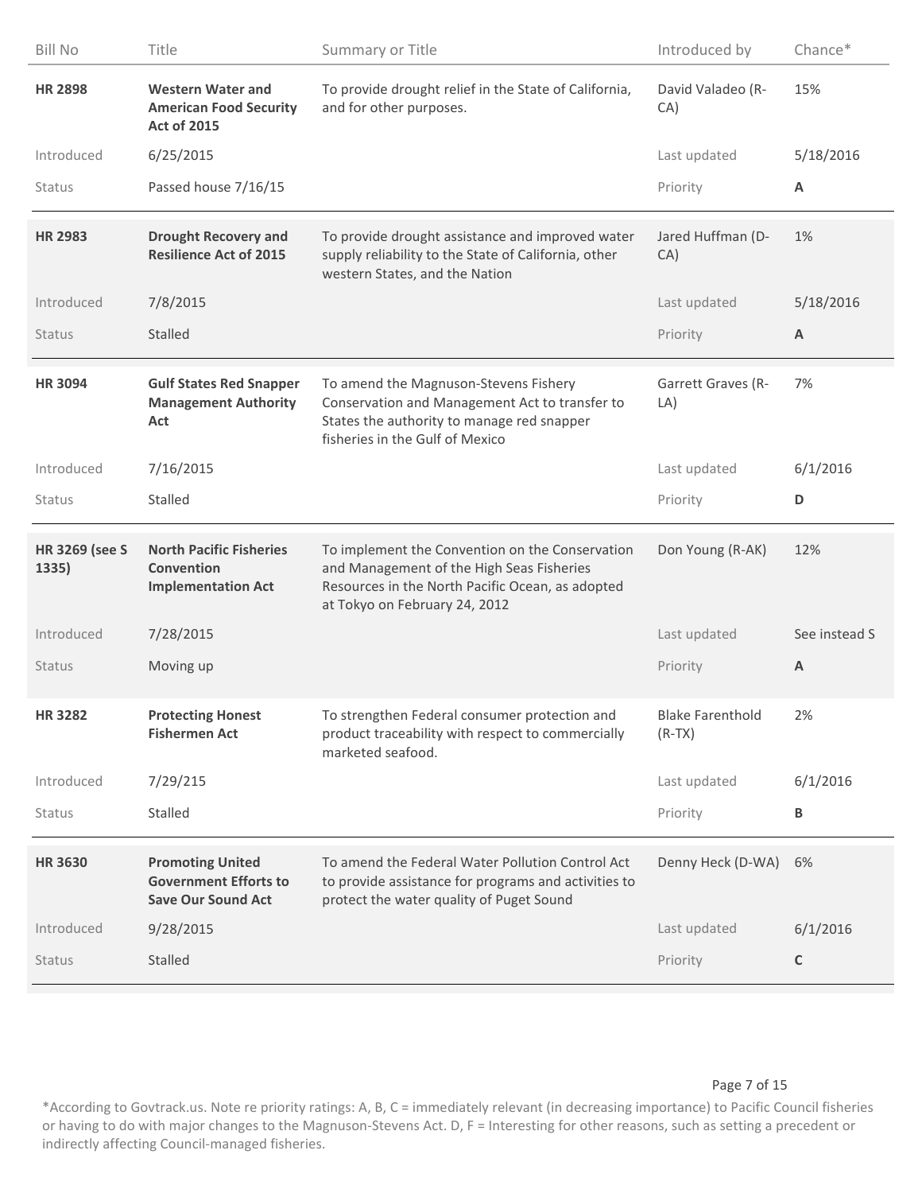| Bill No | Title | Summary or Title | Introduced by | Chance* |
|---|---|---|---|---|
| **HR 2898** | **Western Water and American Food Security Act of 2015** | To provide drought relief in the State of California, and for other purposes. | David Valadeo (R-CA) | 15% |
| Introduced | 6/25/2015 | | Last updated | 5/18/2016 |
| Status | Passed house 7/16/15 | | Priority | **A** |
| **HR 2983** | **Drought Recovery and Resilience Act of 2015** | To provide drought assistance and improved water supply reliability to the State of California, other western States, and the Nation | Jared Huffman (D-CA) | 1% |
| Introduced | 7/8/2015 | | Last updated | 5/18/2016 |
| Status | Stalled | | Priority | **A** |
| **HR 3094** | **Gulf States Red Snapper Management Authority Act** | To amend the Magnuson-Stevens Fishery Conservation and Management Act to transfer to States the authority to manage red snapper fisheries in the Gulf of Mexico | Garrett Graves (R-LA) | 7% |
| Introduced | 7/16/2015 | | Last updated | 6/1/2016 |
| Status | Stalled | | Priority | **D** |
| **HR 3269 (see S 1335)** | **North Pacific Fisheries Convention Implementation Act** | To implement the Convention on the Conservation and Management of the High Seas Fisheries Resources in the North Pacific Ocean, as adopted at Tokyo on February 24, 2012 | Don Young (R-AK) | 12% |
| Introduced | 7/28/2015 | | Last updated | See instead S |
| Status | Moving up | | Priority | **A** |
| **HR 3282** | **Protecting Honest Fishermen Act** | To strengthen Federal consumer protection and product traceability with respect to commercially marketed seafood. | Blake Farenthold (R-TX) | 2% |
| Introduced | 7/29/215 | | Last updated | 6/1/2016 |
| Status | Stalled | | Priority | **B** |
| **HR 3630** | **Promoting United Government Efforts to Save Our Sound Act** | To amend the Federal Water Pollution Control Act to provide assistance for programs and activities to protect the water quality of Puget Sound | Denny Heck (D-WA) | 6% |
| Introduced | 9/28/2015 | | Last updated | 6/1/2016 |
| Status | Stalled | | Priority | **C** |

*According to Govtrack.us. Note re priority ratings: A, B, C = immediately relevant (in decreasing importance) to Pacific Council fisheries or having to do with major changes to the Magnuson-Stevens Act. D, F = Interesting for other reasons, such as setting a precedent or indirectly affecting Council-managed fisheries.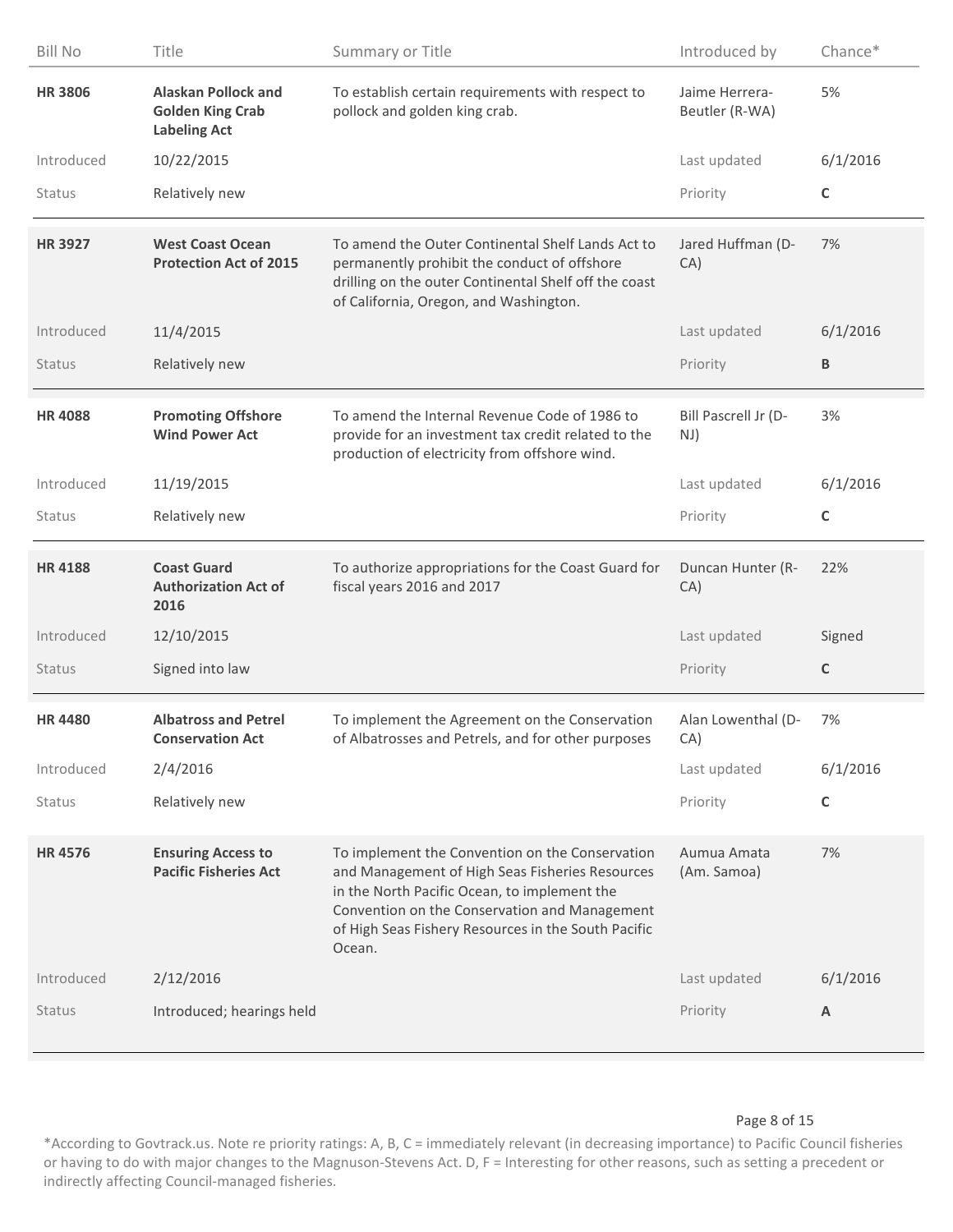| Bill No | Title | Summary or Title | Introduced by | Chance* |
|---|---|---|---|---|
| **HR 3806** | **Alaskan Pollock and Golden King Crab Labeling Act** | To establish certain requirements with respect to pollock and golden king crab. | Jaime Herrera-Beutler (R-WA) | 5% |
| Introduced | 10/22/2015 | | Last updated | 6/1/2016 |
| Status | Relatively new | | Priority | **C** |
| **HR 3927** | **West Coast Ocean Protection Act of 2015** | To amend the Outer Continental Shelf Lands Act to permanently prohibit the conduct of offshore drilling on the outer Continental Shelf off the coast of California, Oregon, and Washington. | Jared Huffman (D-CA) | 7% |
| Introduced | 11/4/2015 | | Last updated | 6/1/2016 |
| Status | Relatively new | | Priority | **B** |
| **HR 4088** | **Promoting Offshore Wind Power Act** | To amend the Internal Revenue Code of 1986 to provide for an investment tax credit related to the production of electricity from offshore wind. | Bill Pascrell Jr (D-NJ) | 3% |
| Introduced | 11/19/2015 | | Last updated | 6/1/2016 |
| Status | Relatively new | | Priority | **C** |
| **HR 4188** | **Coast Guard Authorization Act of 2016** | To authorize appropriations for the Coast Guard for fiscal years 2016 and 2017 | Duncan Hunter (R-CA) | 22% |
| Introduced | 12/10/2015 | | Last updated | Signed |
| Status | Signed into law | | Priority | **C** |
| **HR 4480** | **Albatross and Petrel Conservation Act** | To implement the Agreement on the Conservation of Albatrosses and Petrels, and for other purposes | Alan Lowenthal (D-CA) | 7% |
| Introduced | 2/4/2016 | | Last updated | 6/1/2016 |
| Status | Relatively new | | Priority | **C** |
| **HR 4576** | **Ensuring Access to Pacific Fisheries Act** | To implement the Convention on the Conservation and Management of High Seas Fisheries Resources in the North Pacific Ocean, to implement the Convention on the Conservation and Management of High Seas Fishery Resources in the South Pacific Ocean. | Aumua Amata (Am. Samoa) | 7% |
| Introduced | 2/12/2016 | | Last updated | 6/1/2016 |
| Status | Introduced; hearings held | | Priority | **A** |

*According to Govtrack.us. Note re priority ratings: A, B, C = immediately relevant (in decreasing importance) to Pacific Council fisheries or having to do with major changes to the Magnuson-Stevens Act. D, F = Interesting for other reasons, such as setting a precedent or indirectly affecting Council-managed fisheries.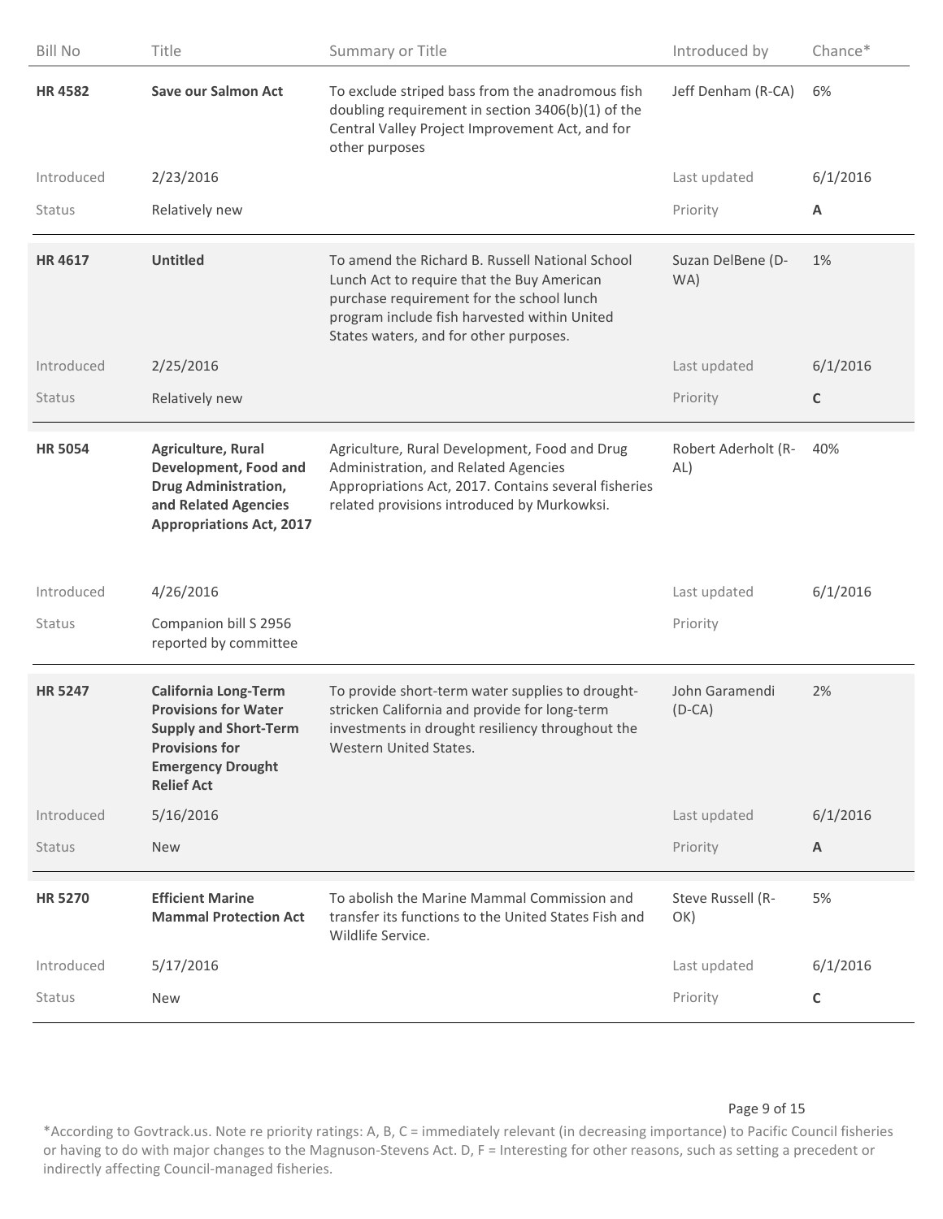| Bill No | Title | Summary or Title | Introduced by | Chance* |
|---|---|---|---|---|
| **HR 4582** | **Save our Salmon Act** | To exclude striped bass from the anadromous fish doubling requirement in section 3406(b)(1) of the Central Valley Project Improvement Act, and for other purposes | Jeff Denham (R-CA) | 6% |
| Introduced | 2/23/2016 | | Last updated | 6/1/2016 |
| Status | Relatively new | | Priority | **A** |
| **HR 4617** | **Untitled** | To amend the Richard B. Russell National School Lunch Act to require that the Buy American purchase requirement for the school lunch program include fish harvested within United States waters, and for other purposes. | Suzan DelBene (D-WA) | 1% |
| Introduced | 2/25/2016 | | Last updated | 6/1/2016 |
| Status | Relatively new | | Priority | **C** |
| **HR 5054** | **Agriculture, Rural Development, Food and Drug Administration, and Related Agencies Appropriations Act, 2017** | Agriculture, Rural Development, Food and Drug Administration, and Related Agencies Appropriations Act, 2017. Contains several fisheries related provisions introduced by Murkowksi. | Robert Aderholt (R-AL) | 40% |
| Introduced | 4/26/2016 | | Last updated | 6/1/2016 |
| Status | Companion bill S 2956 reported by committee | | Priority | |
| **HR 5247** | **California Long-Term Provisions for Water Supply and Short-Term Provisions for Emergency Drought Relief Act** | To provide short-term water supplies to drought-stricken California and provide for long-term investments in drought resiliency throughout the Western United States. | John Garamendi (D-CA) | 2% |
| Introduced | 5/16/2016 | | Last updated | 6/1/2016 |
| Status | New | | Priority | **A** |
| **HR 5270** | **Efficient Marine Mammal Protection Act** | To abolish the Marine Mammal Commission and transfer its functions to the United States Fish and Wildlife Service. | Steve Russell (R-OK) | 5% |
| Introduced | 5/17/2016 | | Last updated | 6/1/2016 |
| Status | New | | Priority | **C** |

*According to Govtrack.us. Note re priority ratings: A, B, C = immediately relevant (in decreasing importance) to Pacific Council fisheries or having to do with major changes to the Magnuson-Stevens Act. D, F = Interesting for other reasons, such as setting a precedent or indirectly affecting Council-managed fisheries.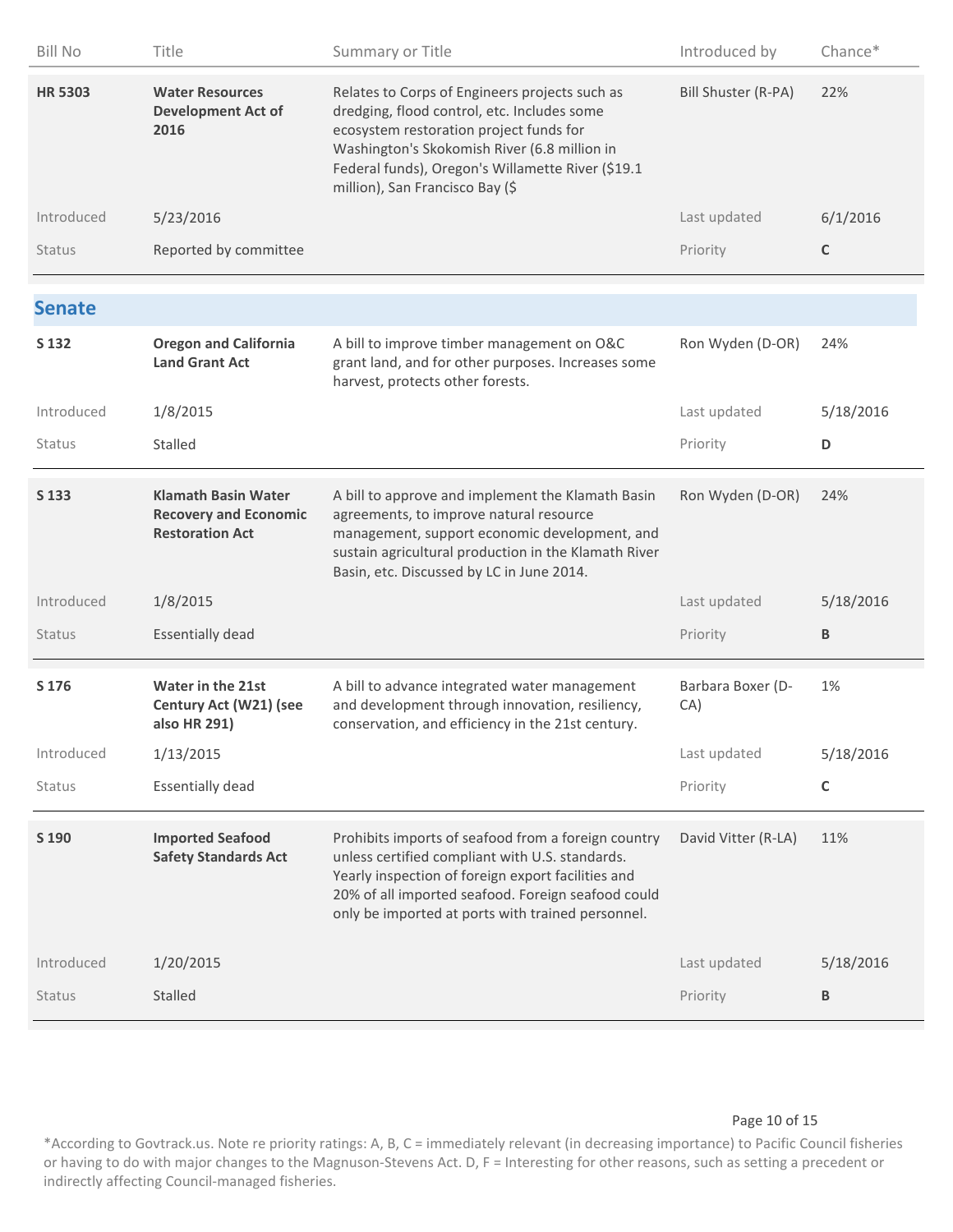| Bill No | Title | Summary or Title | Introduced by | Chance* |
|---|---|---|---|---|
| **HR 5303** | **Water Resources Development Act of 2016** | Relates to Corps of Engineers projects such as dredging, flood control, etc. Includes some ecosystem restoration project funds for Washington's Skokomish River (6.8 million in Federal funds), Oregon's Willamette River ($19.1 million), San Francisco Bay ($ | Bill Shuster (R-PA) | 22% |
| Introduced | 5/23/2016 | | Last updated | 6/1/2016 |
| Status | Reported by committee | | Priority | **C** |

## Senate

| Bill No | Title | Summary or Title | Introduced by | Chance* |
|---|---|---|---|---|
| **S 132** | **Oregon and California Land Grant Act** | A bill to improve timber management on O&C grant land, and for other purposes. Increases some harvest, protects other forests. | Ron Wyden (D-OR) | 24% |
| Introduced | 1/8/2015 | | Last updated | 5/18/2016 |
| Status | Stalled | | Priority | **D** |
| **S 133** | **Klamath Basin Water Recovery and Economic Restoration Act** | A bill to approve and implement the Klamath Basin agreements, to improve natural resource management, support economic development, and sustain agricultural production in the Klamath River Basin, etc. Discussed by LC in June 2014. | Ron Wyden (D-OR) | 24% |
| Introduced | 1/8/2015 | | Last updated | 5/18/2016 |
| Status | Essentially dead | | Priority | **B** |
| **S 176** | **Water in the 21st Century Act (W21) (see also HR 291)** | A bill to advance integrated water management and development through innovation, resiliency, conservation, and efficiency in the 21st century. | Barbara Boxer (D-CA) | 1% |
| Introduced | 1/13/2015 | | Last updated | 5/18/2016 |
| Status | Essentially dead | | Priority | **C** |
| **S 190** | **Imported Seafood Safety Standards Act** | Prohibits imports of seafood from a foreign country unless certified compliant with U.S. standards. Yearly inspection of foreign export facilities and 20% of all imported seafood. Foreign seafood could only be imported at ports with trained personnel. | David Vitter (R-LA) | 11% |
| Introduced | 1/20/2015 | | Last updated | 5/18/2016 |
| Status | Stalled | | Priority | **B** |

*According to Govtrack.us. Note re priority ratings: A, B, C = immediately relevant (in decreasing importance) to Pacific Council fisheries or having to do with major changes to the Magnuson-Stevens Act. D, F = Interesting for other reasons, such as setting a precedent or indirectly affecting Council-managed fisheries.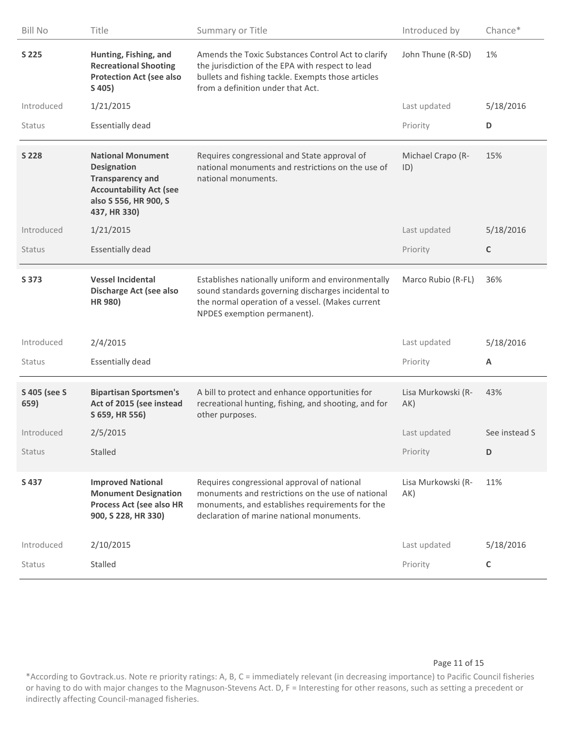| Bill No | Title | Summary or Title | Introduced by | Chance* |
| --- | --- | --- | --- | --- |
| **S 225** | **Hunting, Fishing, and Recreational Shooting Protection Act (see also S 405)** | Amends the Toxic Substances Control Act to clarify the jurisdiction of the EPA with respect to lead bullets and fishing tackle. Exempts those articles from a definition under that Act. | John Thune (R-SD) | 1% |
| Introduced | 1/21/2015 | | Last updated | 5/18/2016 |
| Status | Essentially dead | | Priority | **D** |
| **S 228** | **National Monument Designation Transparency and Accountability Act (see also S 556, HR 900, S 437, HR 330)** | Requires congressional and State approval of national monuments and restrictions on the use of national monuments. | Michael Crapo (R-ID) | 15% |
| Introduced | 1/21/2015 | | Last updated | 5/18/2016 |
| Status | Essentially dead | | Priority | **C** |
| **S 373** | **Vessel Incidental Discharge Act (see also HR 980)** | Establishes nationally uniform and environmentally sound standards governing discharges incidental to the normal operation of a vessel. (Makes current NPDES exemption permanent). | Marco Rubio (R-FL) | 36% |
| Introduced | 2/4/2015 | | Last updated | 5/18/2016 |
| Status | Essentially dead | | Priority | **A** |
| **S 405 (see S 659)** | **Bipartisan Sportsmen's Act of 2015 (see instead S 659, HR 556)** | A bill to protect and enhance opportunities for recreational hunting, fishing, and shooting, and for other purposes. | Lisa Murkowski (R-AK) | 43% |
| Introduced | 2/5/2015 | | Last updated | See instead S |
| Status | Stalled | | Priority | **D** |
| **S 437** | **Improved National Monument Designation Process Act (see also HR 900, S 228, HR 330)** | Requires congressional approval of national monuments and restrictions on the use of national monuments, and establishes requirements for the declaration of marine national monuments. | Lisa Murkowski (R-AK) | 11% |
| Introduced | 2/10/2015 | | Last updated | 5/18/2016 |
| Status | Stalled | | Priority | **C** |

*According to Govtrack.us. Note re priority ratings: A, B, C = immediately relevant (in decreasing importance) to Pacific Council fisheries or having to do with major changes to the Magnuson-Stevens Act. D, F = Interesting for other reasons, such as setting a precedent or indirectly affecting Council-managed fisheries.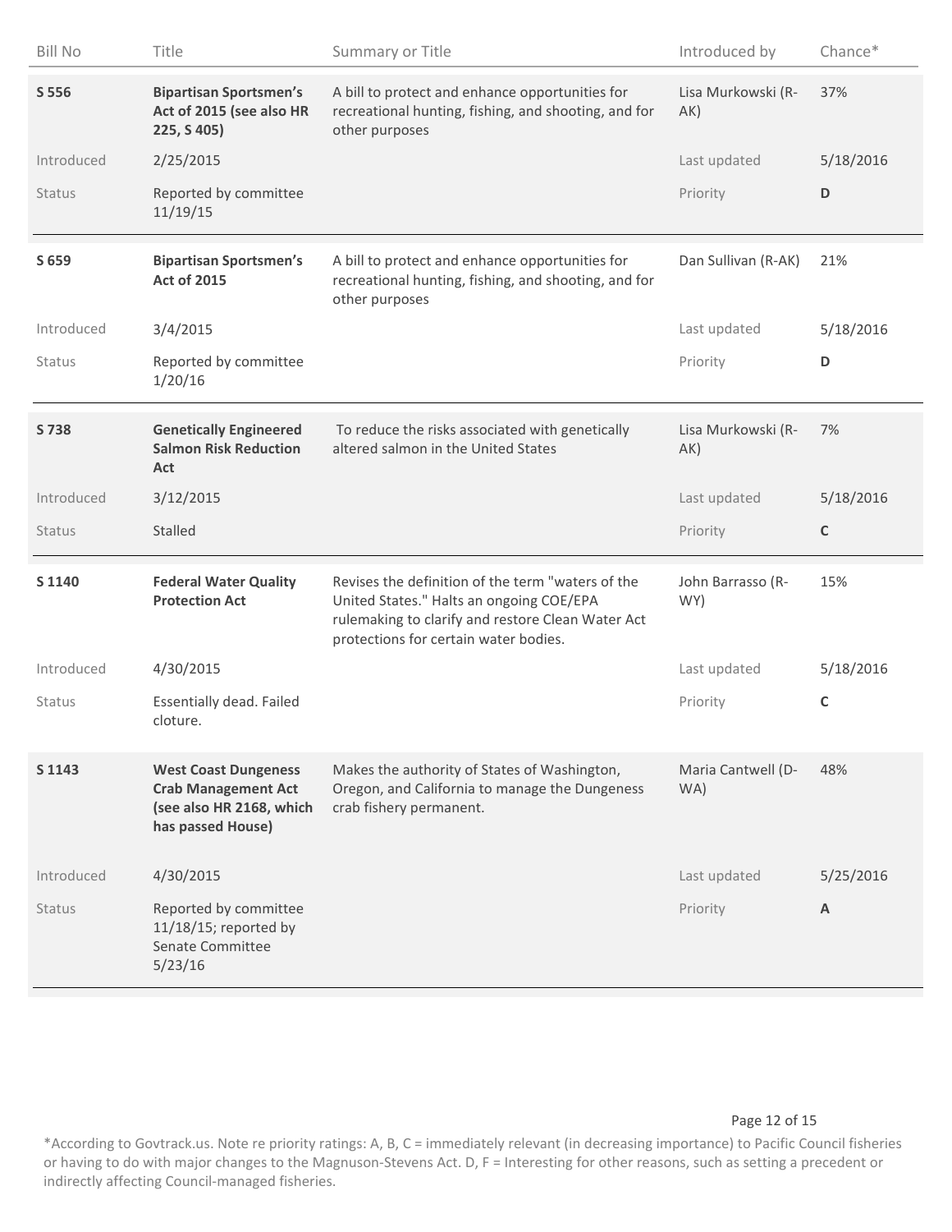| Bill No | Title | Summary or Title | Introduced by | Chance* |
|---|---|---|---|---|
| **S 556** | **Bipartisan Sportsmen's Act of 2015 (see also HR 225, S 405)** | A bill to protect and enhance opportunities for recreational hunting, fishing, and shooting, and for other purposes | Lisa Murkowski (R-AK) | 37% |
| Introduced | 2/25/2015 | | Last updated | 5/18/2016 |
| Status | Reported by committee 11/19/15 | | Priority | **D** |
| **S 659** | **Bipartisan Sportsmen's Act of 2015** | A bill to protect and enhance opportunities for recreational hunting, fishing, and shooting, and for other purposes | Dan Sullivan (R-AK) | 21% |
| Introduced | 3/4/2015 | | Last updated | 5/18/2016 |
| Status | Reported by committee 1/20/16 | | Priority | **D** |
| **S 738** | **Genetically Engineered Salmon Risk Reduction Act** | To reduce the risks associated with genetically altered salmon in the United States | Lisa Murkowski (R-AK) | 7% |
| Introduced | 3/12/2015 | | Last updated | 5/18/2016 |
| Status | Stalled | | Priority | **C** |
| **S 1140** | **Federal Water Quality Protection Act** | Revises the definition of the term "waters of the United States." Halts an ongoing COE/EPA rulemaking to clarify and restore Clean Water Act protections for certain water bodies. | John Barrasso (R-WY) | 15% |
| Introduced | 4/30/2015 | | Last updated | 5/18/2016 |
| Status | Essentially dead. Failed cloture. | | Priority | **C** |
| **S 1143** | **West Coast Dungeness Crab Management Act (see also HR 2168, which has passed House)** | Makes the authority of States of Washington, Oregon, and California to manage the Dungeness crab fishery permanent. | Maria Cantwell (D-WA) | 48% |
| Introduced | 4/30/2015 | | Last updated | 5/25/2016 |
| Status | Reported by committee 11/18/15; reported by Senate Committee 5/23/16 | | Priority | **A** |

*According to Govtrack.us. Note re priority ratings: A, B, C = immediately relevant (in decreasing importance) to Pacific Council fisheries or having to do with major changes to the Magnuson-Stevens Act. D, F = Interesting for other reasons, such as setting a precedent or indirectly affecting Council-managed fisheries.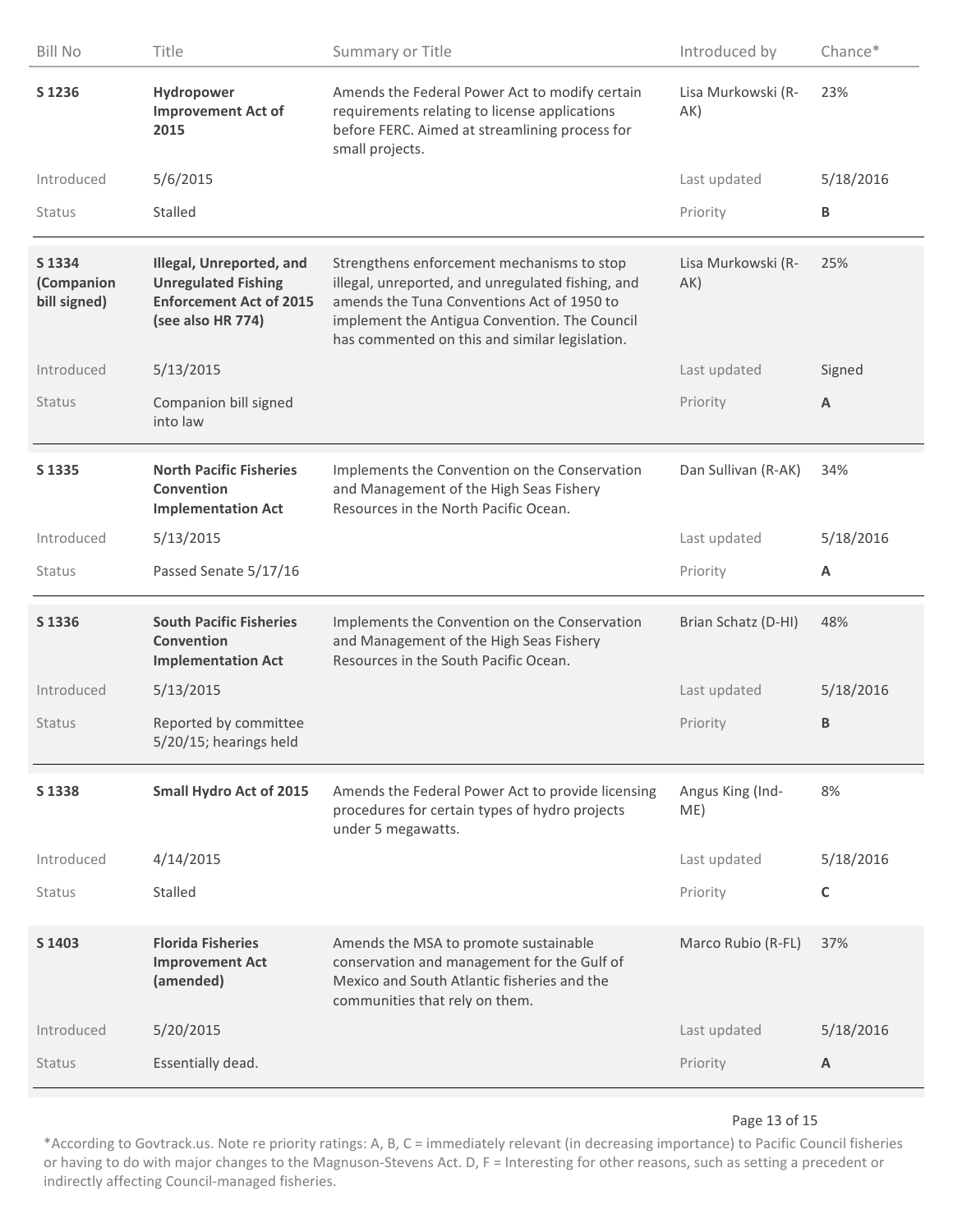| Bill No | Title | Summary or Title | Introduced by | Chance* |
|---|---|---|---|---|
| **S 1236** | **Hydropower Improvement Act of 2015** | Amends the Federal Power Act to modify certain requirements relating to license applications before FERC. Aimed at streamlining process for small projects. | Lisa Murkowski (R-AK) | 23% |
| Introduced | 5/6/2015 | | Last updated | 5/18/2016 |
| Status | Stalled | | Priority | **B** |
| **S 1334 (Companion bill signed)** | **Illegal, Unreported, and Unregulated Fishing Enforcement Act of 2015 (see also HR 774)** | Strengthens enforcement mechanisms to stop illegal, unreported, and unregulated fishing, and amends the Tuna Conventions Act of 1950 to implement the Antigua Convention. The Council has commented on this and similar legislation. | Lisa Murkowski (R-AK) | 25% |
| Introduced | 5/13/2015 | | Last updated | Signed |
| Status | Companion bill signed into law | | Priority | **A** |
| **S 1335** | **North Pacific Fisheries Convention Implementation Act** | Implements the Convention on the Conservation and Management of the High Seas Fishery Resources in the North Pacific Ocean. | Dan Sullivan (R-AK) | 34% |
| Introduced | 5/13/2015 | | Last updated | 5/18/2016 |
| Status | Passed Senate 5/17/16 | | Priority | **A** |
| **S 1336** | **South Pacific Fisheries Convention Implementation Act** | Implements the Convention on the Conservation and Management of the High Seas Fishery Resources in the South Pacific Ocean. | Brian Schatz (D-HI) | 48% |
| Introduced | 5/13/2015 | | Last updated | 5/18/2016 |
| Status | Reported by committee 5/20/15; hearings held | | Priority | **B** |
| **S 1338** | **Small Hydro Act of 2015** | Amends the Federal Power Act to provide licensing procedures for certain types of hydro projects under 5 megawatts. | Angus King (Ind-ME) | 8% |
| Introduced | 4/14/2015 | | Last updated | 5/18/2016 |
| Status | Stalled | | Priority | **C** |
| **S 1403** | **Florida Fisheries Improvement Act (amended)** | Amends the MSA to promote sustainable conservation and management for the Gulf of Mexico and South Atlantic fisheries and the communities that rely on them. | Marco Rubio (R-FL) | 37% |
| Introduced | 5/20/2015 | | Last updated | 5/18/2016 |
| Status | Essentially dead. | | Priority | **A** |

*According to Govtrack.us. Note re priority ratings: A, B, C = immediately relevant (in decreasing importance) to Pacific Council fisheries or having to do with major changes to the Magnuson-Stevens Act. D, F = Interesting for other reasons, such as setting a precedent or indirectly affecting Council-managed fisheries.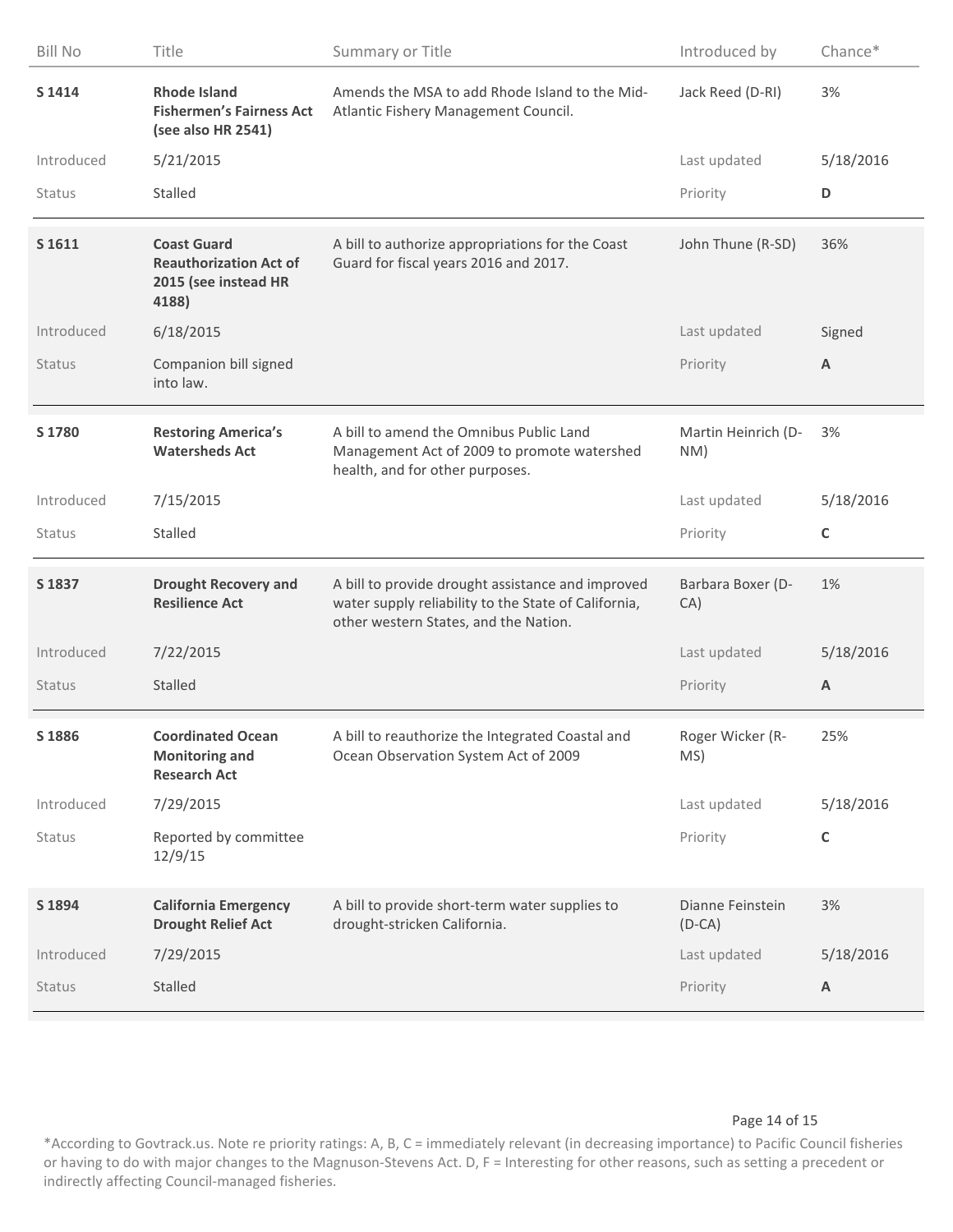| Bill No | Title | Summary or Title | Introduced by | Chance* |
|---|---|---|---|---|
| **S 1414** | **Rhode Island Fishermen's Fairness Act (see also HR 2541)** | Amends the MSA to add Rhode Island to the Mid-Atlantic Fishery Management Council. | Jack Reed (D-RI) | 3% |
| Introduced | 5/21/2015 | | Last updated | 5/18/2016 |
| Status | Stalled | | Priority | **D** |
| **S 1611** | **Coast Guard Reauthorization Act of 2015 (see instead HR 4188)** | A bill to authorize appropriations for the Coast Guard for fiscal years 2016 and 2017. | John Thune (R-SD) | 36% |
| Introduced | 6/18/2015 | | Last updated | Signed |
| Status | Companion bill signed into law. | | Priority | **A** |
| **S 1780** | **Restoring America's Watersheds Act** | A bill to amend the Omnibus Public Land Management Act of 2009 to promote watershed health, and for other purposes. | Martin Heinrich (D-NM) | 3% |
| Introduced | 7/15/2015 | | Last updated | 5/18/2016 |
| Status | Stalled | | Priority | **C** |
| **S 1837** | **Drought Recovery and Resilience Act** | A bill to provide drought assistance and improved water supply reliability to the State of California, other western States, and the Nation. | Barbara Boxer (D-CA) | 1% |
| Introduced | 7/22/2015 | | Last updated | 5/18/2016 |
| Status | Stalled | | Priority | **A** |
| **S 1886** | **Coordinated Ocean Monitoring and Research Act** | A bill to reauthorize the Integrated Coastal and Ocean Observation System Act of 2009 | Roger Wicker (R-MS) | 25% |
| Introduced | 7/29/2015 | | Last updated | 5/18/2016 |
| Status | Reported by committee 12/9/15 | | Priority | **C** |
| **S 1894** | **California Emergency Drought Relief Act** | A bill to provide short-term water supplies to drought-stricken California. | Dianne Feinstein (D-CA) | 3% |
| Introduced | 7/29/2015 | | Last updated | 5/18/2016 |
| Status | Stalled | | Priority | **A** |

*According to Govtrack.us. Note re priority ratings: A, B, C = immediately relevant (in decreasing importance) to Pacific Council fisheries or having to do with major changes to the Magnuson-Stevens Act. D, F = Interesting for other reasons, such as setting a precedent or indirectly affecting Council-managed fisheries.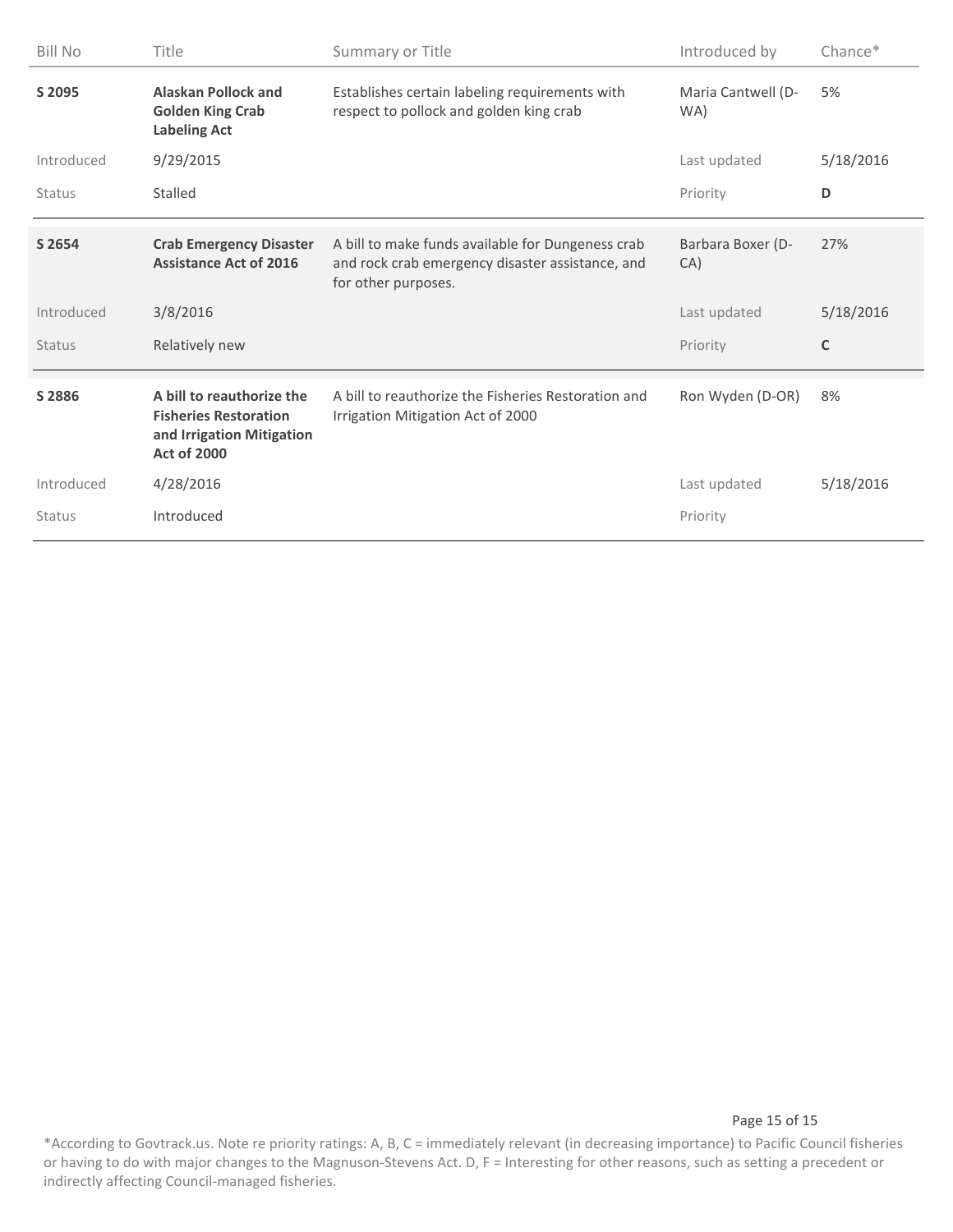| Bill No | Title | Summary or Title | Introduced by | Chance* |
|---|---|---|---|---|
| **S 2095** | **Alaskan Pollock and Golden King Crab Labeling Act** | Establishes certain labeling requirements with respect to pollock and golden king crab | Maria Cantwell (D-WA) | 5% |
| Introduced | 9/29/2015 | | Last updated | 5/18/2016 |
| Status | Stalled | | Priority | **D** |
| **S 2654** | **Crab Emergency Disaster Assistance Act of 2016** | A bill to make funds available for Dungeness crab and rock crab emergency disaster assistance, and for other purposes. | Barbara Boxer (D-CA) | 27% |
| Introduced | 3/8/2016 | | Last updated | 5/18/2016 |
| Status | Relatively new | | Priority | **C** |
| **S 2886** | **A bill to reauthorize the Fisheries Restoration and Irrigation Mitigation Act of 2000** | A bill to reauthorize the Fisheries Restoration and Irrigation Mitigation Act of 2000 | Ron Wyden (D-OR) | 8% |
| Introduced | 4/28/2016 | | Last updated | 5/18/2016 |
| Status | Introduced | | Priority | |

*According to Govtrack.us. Note re priority ratings: A, B, C = immediately relevant (in decreasing importance) to Pacific Council fisheries or having to do with major changes to the Magnuson-Stevens Act. D, F = Interesting for other reasons, such as setting a precedent or indirectly affecting Council-managed fisheries.